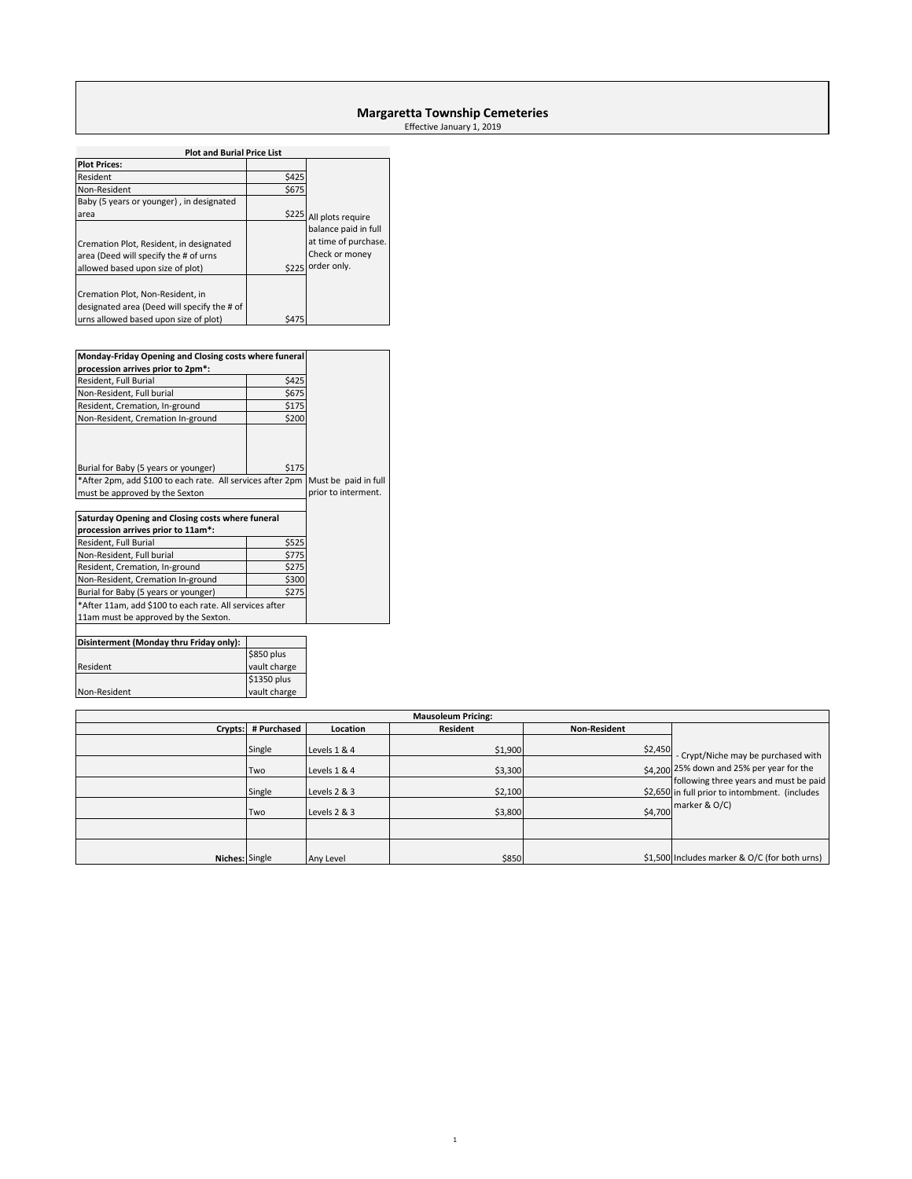# Margaretta Township Cemeteries

Effective January 1, 2019

**Plot and Burial Price List**

| **Plot Prices:** | | |
|---|---|---|
| Resident | $425 | |
| Non-Resident | $675 | |
| Baby (5 years or younger) , in designated area | $225 | All plots require balance paid in full at time of purchase. Check or money order only. |
| Cremation Plot, Resident, in designated area (Deed will specify the # of urns allowed based upon size of plot) | $225 | |
| Cremation Plot, Non-Resident, in designated area (Deed will specify the # of urns allowed based upon size of plot) | $475 | |

| **Monday-Friday Opening and Closing costs where funeral procession arrives prior to 2pm*:** | | |
|---|---|---|
| Resident, Full Burial | $425 | |
| Non-Resident, Full burial | $675 | |
| Resident, Cremation, In-ground | $175 | |
| Non-Resident, Cremation In-ground | $200 | |
| Burial for Baby (5 years or younger) | $175 | |
| *After 2pm, add $100 to each rate. All services after 2pm must be approved by the Sexton | | Must be paid in full prior to interment. |
| **Saturday Opening and Closing costs where funeral procession arrives prior to 11am*:** | | |
| Resident, Full Burial | $525 | |
| Non-Resident, Full burial | $775 | |
| Resident, Cremation, In-ground | $275 | |
| Non-Resident, Cremation In-ground | $300 | |
| Burial for Baby (5 years or younger) | $275 | |
| *After 11am, add $100 to each rate. All services after 11am must be approved by the Sexton. | | |

| **Disinterment (Monday thru Friday only):** | |
|---|---|
| Resident | $850 plus vault charge |
| Non-Resident | $1350 plus vault charge |

**Mausoleum Pricing:**

| Crypts: | # Purchased | Location | Resident | Non-Resident | |
|---|---|---|---|---|---|
| | Single | Levels 1 & 4 | $1,900 | $2,450 | - Crypt/Niche may be purchased with 25% down and 25% per year for the following three years and must be paid in full prior to intombment. (includes marker & O/C) |
| | Two | Levels 1 & 4 | $3,300 | $4,200 | |
| | Single | Levels 2 & 3 | $2,100 | $2,650 | |
| | Two | Levels 2 & 3 | $3,800 | $4,700 | |
| | | | | | |
| Niches: | Single | Any Level | $850 | $1,500 | Includes marker & O/C (for both urns) |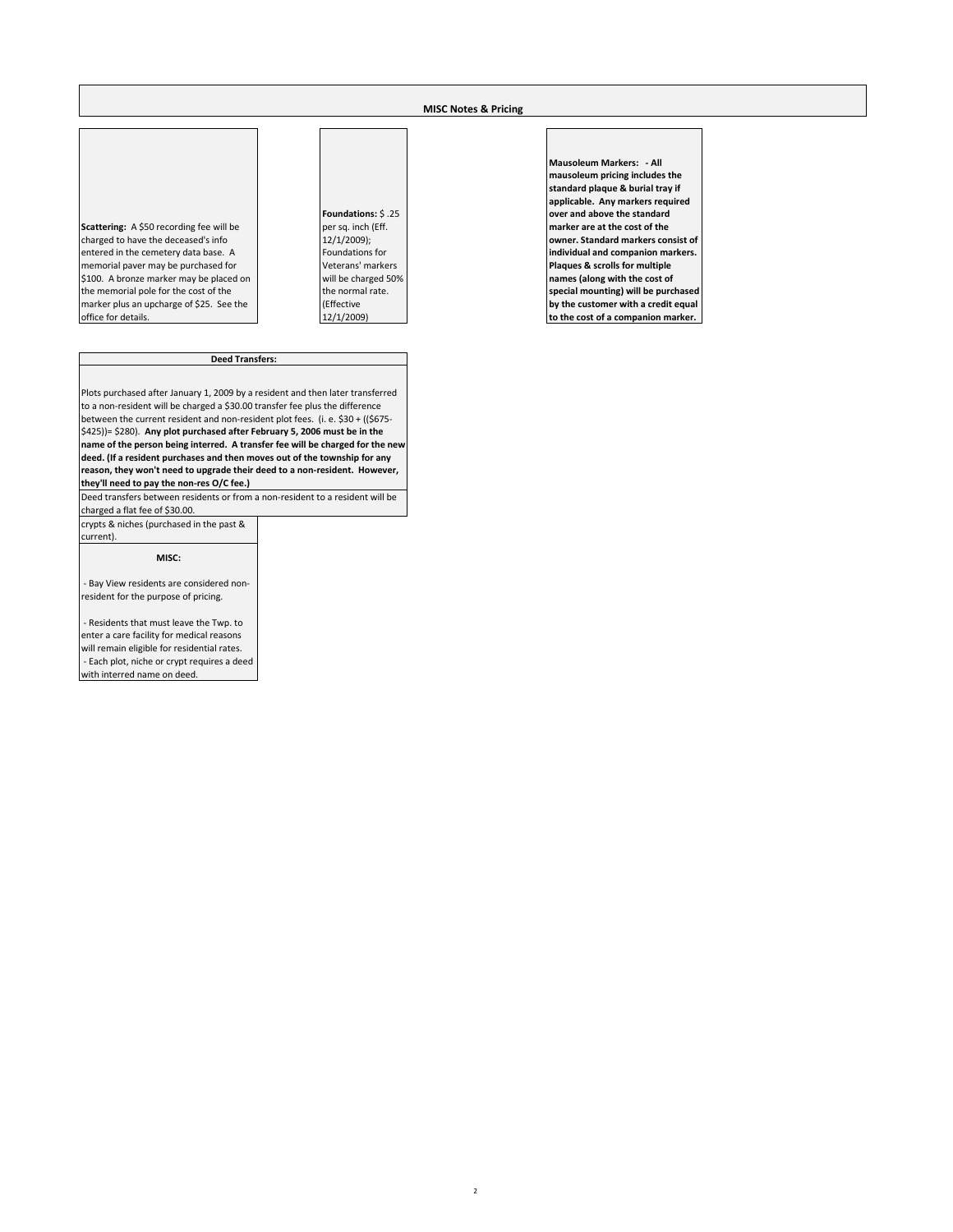## MISC Notes & Pricing

**Scattering:** A $50 recording fee will be charged to have the deceased's info entered in the cemetery data base. A memorial paver may be purchased for $100. A bronze marker may be placed on the memorial pole for the cost of the marker plus an upcharge of $25. See the office for details.

**Foundations:** $ .25 per sq. inch (Eff. 12/1/2009); Foundations for Veterans' markers will be charged 50% the normal rate. (Effective 12/1/2009)

**Mausoleum Markers: - All mausoleum pricing includes the standard plaque & burial tray if applicable. Any markers required over and above the standard marker are at the cost of the owner. Standard markers consist of individual and companion markers. Plaques & scrolls for multiple names (along with the cost of special mounting) will be purchased by the customer with a credit equal to the cost of a companion marker.**

### Deed Transfers:

Plots purchased after January 1, 2009 by a resident and then later transferred to a non-resident will be charged a $30.00 transfer fee plus the difference between the current resident and non-resident plot fees. (i. e. $30 + (($675-$425))= $280). **Any plot purchased after February 5, 2006 must be in the name of the person being interred. A transfer fee will be charged for the new deed. (If a resident purchases and then moves out of the township for any reason, they won't need to upgrade their deed to a non-resident. However, they'll need to pay the non-res O/C fee.)**

Deed transfers between residents or from a non-resident to a resident will be charged a flat fee of $30.00.

crypts & niches (purchased in the past & current).

### MISC:

- Bay View residents are considered non-resident for the purpose of pricing.
- Residents that must leave the Twp. to enter a care facility for medical reasons will remain eligible for residential rates.
- Each plot, niche or crypt requires a deed with interred name on deed.